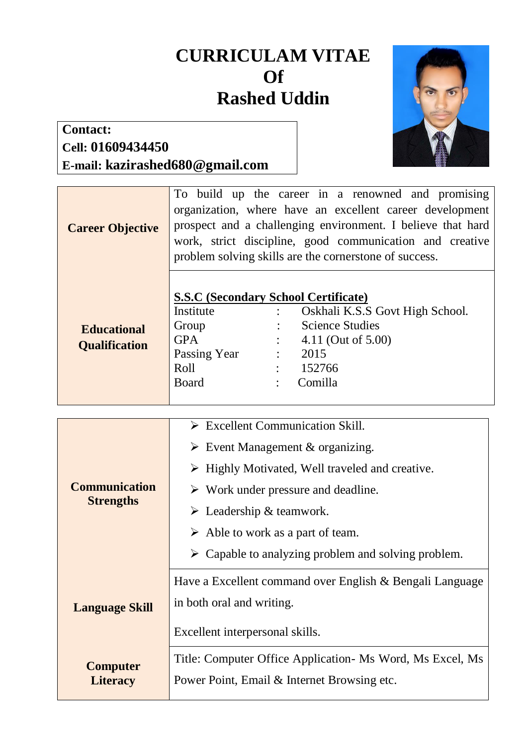# CURRICULAM VITAE
# Of
# Rashed Uddin

**Contact:**
**Cell: 01609434450**
**E-mail: kazirashed680@gmail.com**

| | |
|---|---|
| **Career Objective** | To build up the career in a renowned and promising organization, where have an excellent career development prospect and a challenging environment. I believe that hard work, strict discipline, good communication and creative problem solving skills are the cornerstone of success. |
| **Educational Qualification** | **S.S.C (Secondary School Certificate)**<br>Institute : Oskhali K.S.S Govt High School.<br>Group : Science Studies<br>GPA : 4.11 (Out of 5.00)<br>Passing Year : 2015<br>Roll : 152766<br>Board : Comilla |

| | |
|---|---|
| **Communication Strengths** | ➢ Excellent Communication Skill.<br>➢ Event Management & organizing.<br>➢ Highly Motivated, Well traveled and creative.<br>➢ Work under pressure and deadline.<br>➢ Leadership & teamwork.<br>➢ Able to work as a part of team.<br>➢ Capable to analyzing problem and solving problem. |
| **Language Skill** | Have a Excellent command over English & Bengali Language in both oral and writing.<br>Excellent interpersonal skills. |
| **Computer Literacy** | Title: Computer Office Application- Ms Word, Ms Excel, Ms Power Point, Email & Internet Browsing etc. |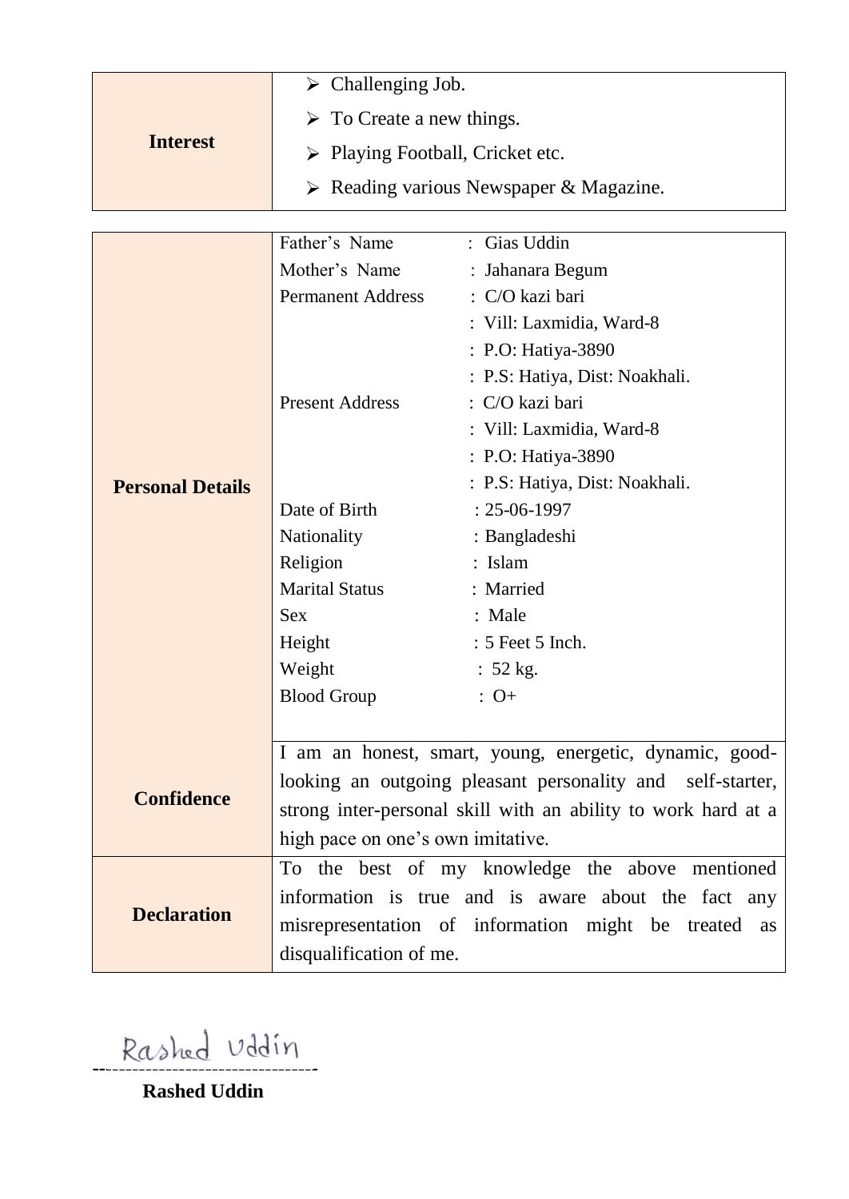| | |
|---|---|
| **Interest** | ➢ Challenging Job.<br>➢ To Create a new things.<br>➢ Playing Football, Cricket etc.<br>➢ Reading various Newspaper & Magazine. |

| | | |
|---|---|---|
| **Personal Details** | Father's Name | : Gias Uddin |
| | Mother's Name | : Jahanara Begum |
| | Permanent Address | : C/O kazi bari |
| | | : Vill: Laxmidia, Ward-8 |
| | | : P.O: Hatiya-3890 |
| | | : P.S: Hatiya, Dist: Noakhali. |
| | Present Address | : C/O kazi bari |
| | | : Vill: Laxmidia, Ward-8 |
| | | : P.O: Hatiya-3890 |
| | | : P.S: Hatiya, Dist: Noakhali. |
| | Date of Birth | : 25-06-1997 |
| | Nationality | : Bangladeshi |
| | Religion | : Islam |
| | Marital Status | : Married |
| | Sex | : Male |
| | Height | : 5 Feet 5 Inch. |
| | Weight | : 52 kg. |
| | Blood Group | : O+ |
| **Confidence** | I am an honest, smart, young, energetic, dynamic, good-looking an outgoing pleasant personality and self-starter, strong inter-personal skill with an ability to work hard at a high pace on one's own imitative. | |
| **Declaration** | To the best of my knowledge the above mentioned information is true and is aware about the fact any misrepresentation of information might be treated as disqualification of me. | |

Rashed Uddin

---------------------------------

**Rashed Uddin**